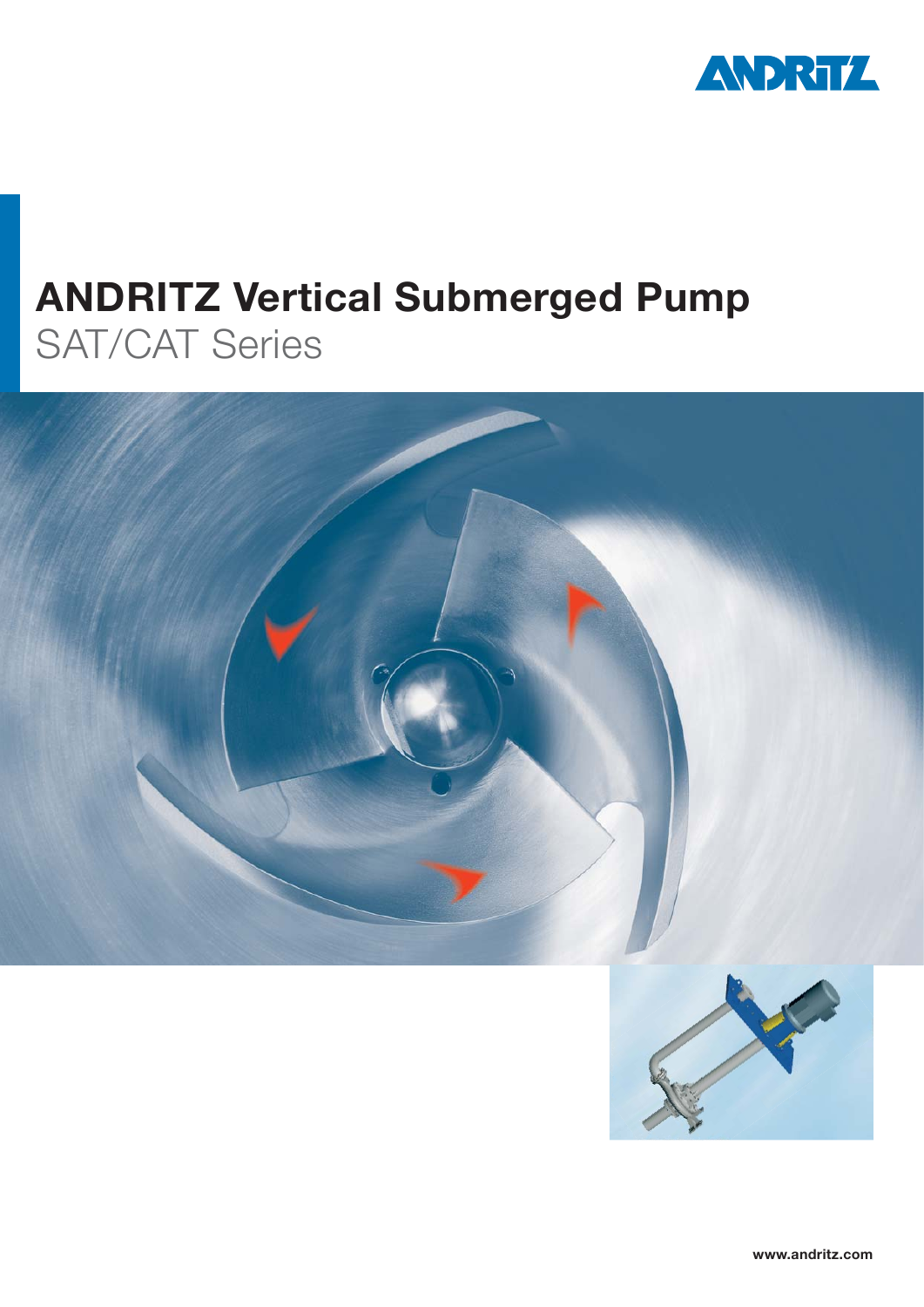ANDRITZ

# ANDRITZ Vertical Submerged Pump

## SAT/CAT Series

www.andritz.com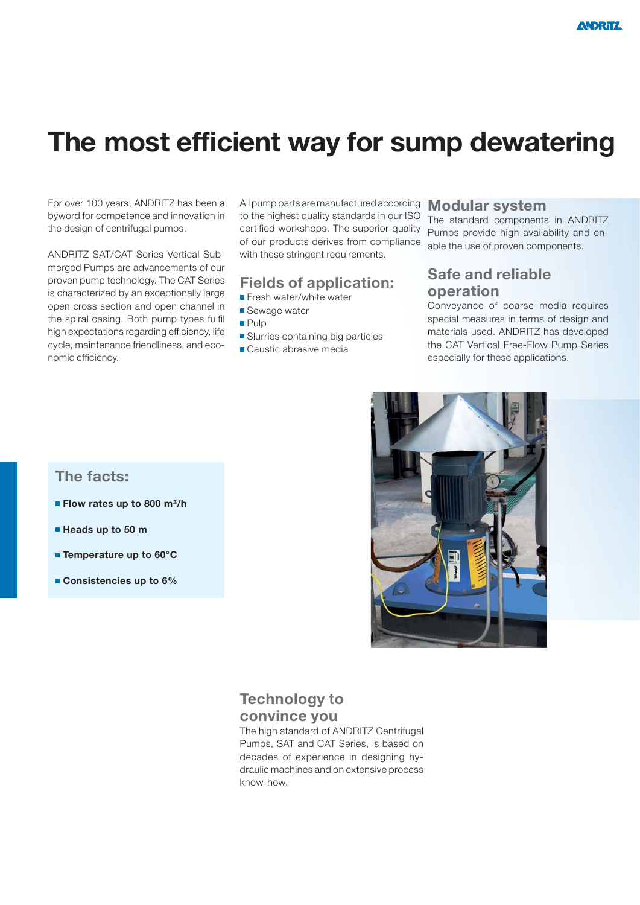# The most efficient way for sump dewatering

For over 100 years, ANDRITZ has been a byword for competence and innovation in the design of centrifugal pumps.

ANDRITZ SAT/CAT Series Vertical Submerged Pumps are advancements of our proven pump technology. The CAT Series is characterized by an exceptionally large open cross section and open channel in the spiral casing. Both pump types fulfil high expectations regarding efficiency, life cycle, maintenance friendliness, and economic efficiency.

All pump parts are manufactured according to the highest quality standards in our ISO certified workshops. The superior quality of our products derives from compliance with these stringent requirements.

## Fields of application:

- Fresh water/white water
- Sewage water
- Pulp
- Slurries containing big particles
- Caustic abrasive media

## Modular system

The standard components in ANDRITZ Pumps provide high availability and enable the use of proven components.

## Safe and reliable operation

Conveyance of coarse media requires special measures in terms of design and materials used. ANDRITZ has developed the CAT Vertical Free-Flow Pump Series especially for these applications.

## The facts:

- **Flow rates up to 800 m³/h**
- **Heads up to 50 m**
- **Temperature up to 60°C**
- **Consistencies up to 6%**

## Technology to convince you

The high standard of ANDRITZ Centrifugal Pumps, SAT and CAT Series, is based on decades of experience in designing hydraulic machines and on extensive process know-how.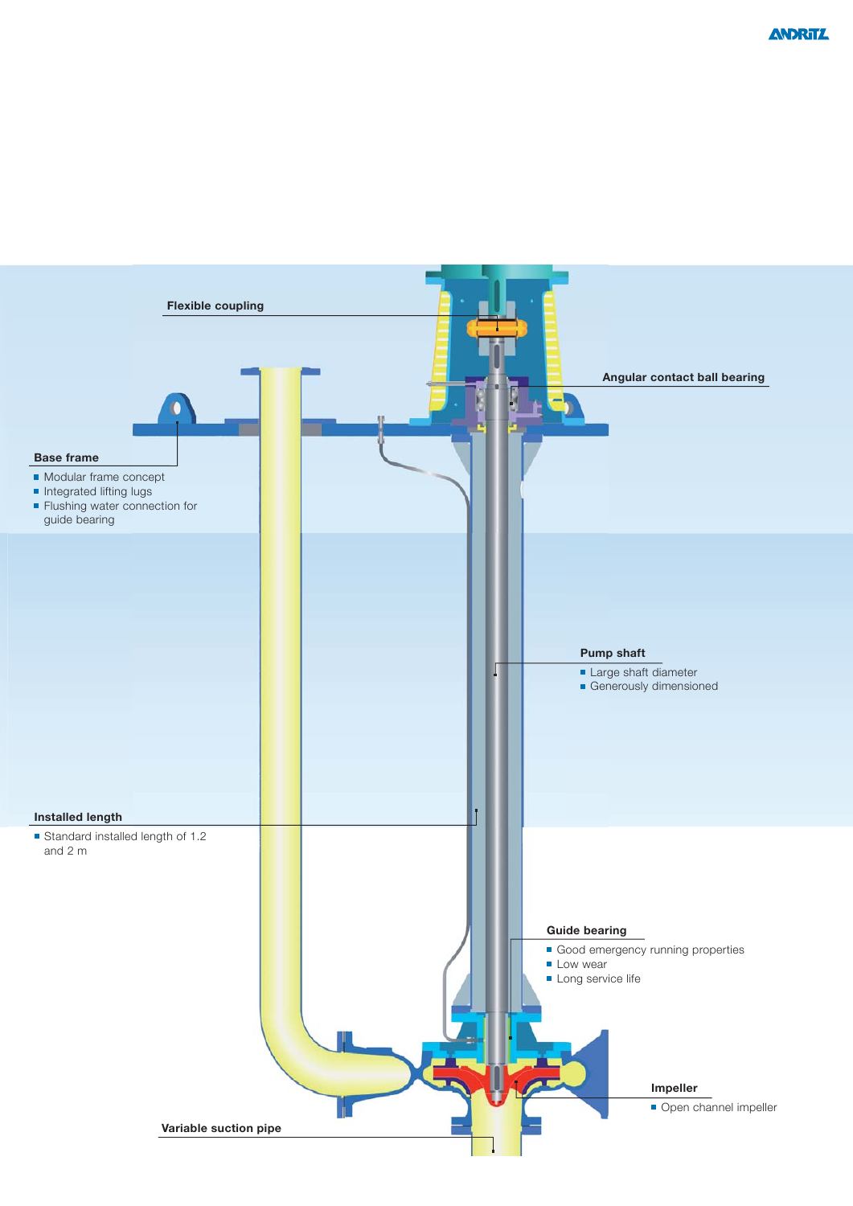**Flexible coupling**

**Angular contact ball bearing**

**Base frame**

- Modular frame concept
- Integrated lifting lugs
- Flushing water connection for guide bearing

**Pump shaft**

- Large shaft diameter
- Generously dimensioned

**Installed length**

- Standard installed length of 1.2 and 2 m

**Guide bearing**

- Good emergency running properties
- Low wear
- Long service life

**Impeller**

- Open channel impeller

**Variable suction pipe**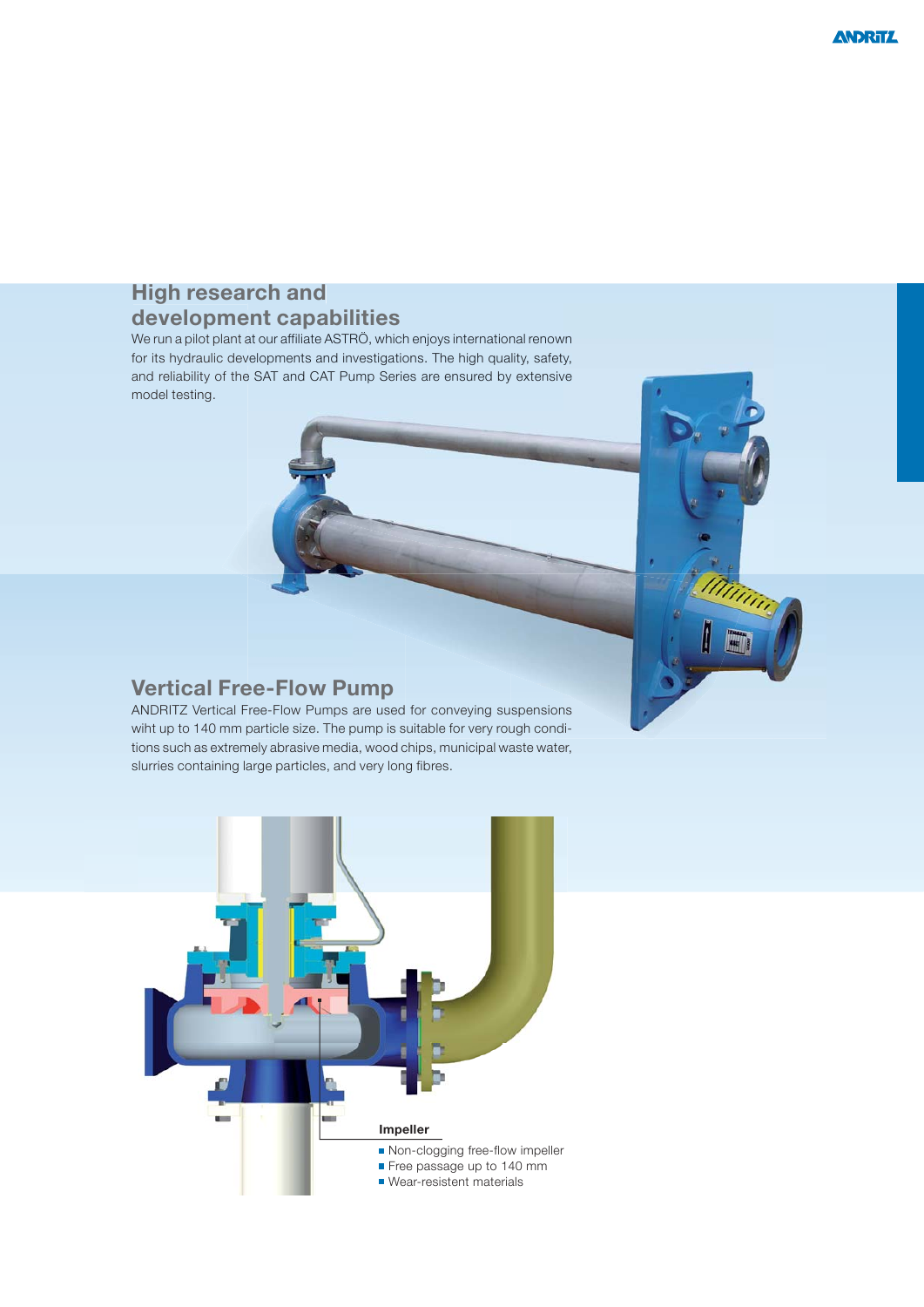## High research and development capabilities

We run a pilot plant at our affiliate ASTRÖ, which enjoys international renown for its hydraulic developments and investigations. The high quality, safety, and reliability of the SAT and CAT Pump Series are ensured by extensive model testing.

## Vertical Free-Flow Pump

ANDRITZ Vertical Free-Flow Pumps are used for conveying suspensions wiht up to 140 mm particle size. The pump is suitable for very rough conditions such as extremely abrasive media, wood chips, municipal waste water, slurries containing large particles, and very long fibres.

**Impeller**

- Non-clogging free-flow impeller
- Free passage up to 140 mm
- Wear-resistent materials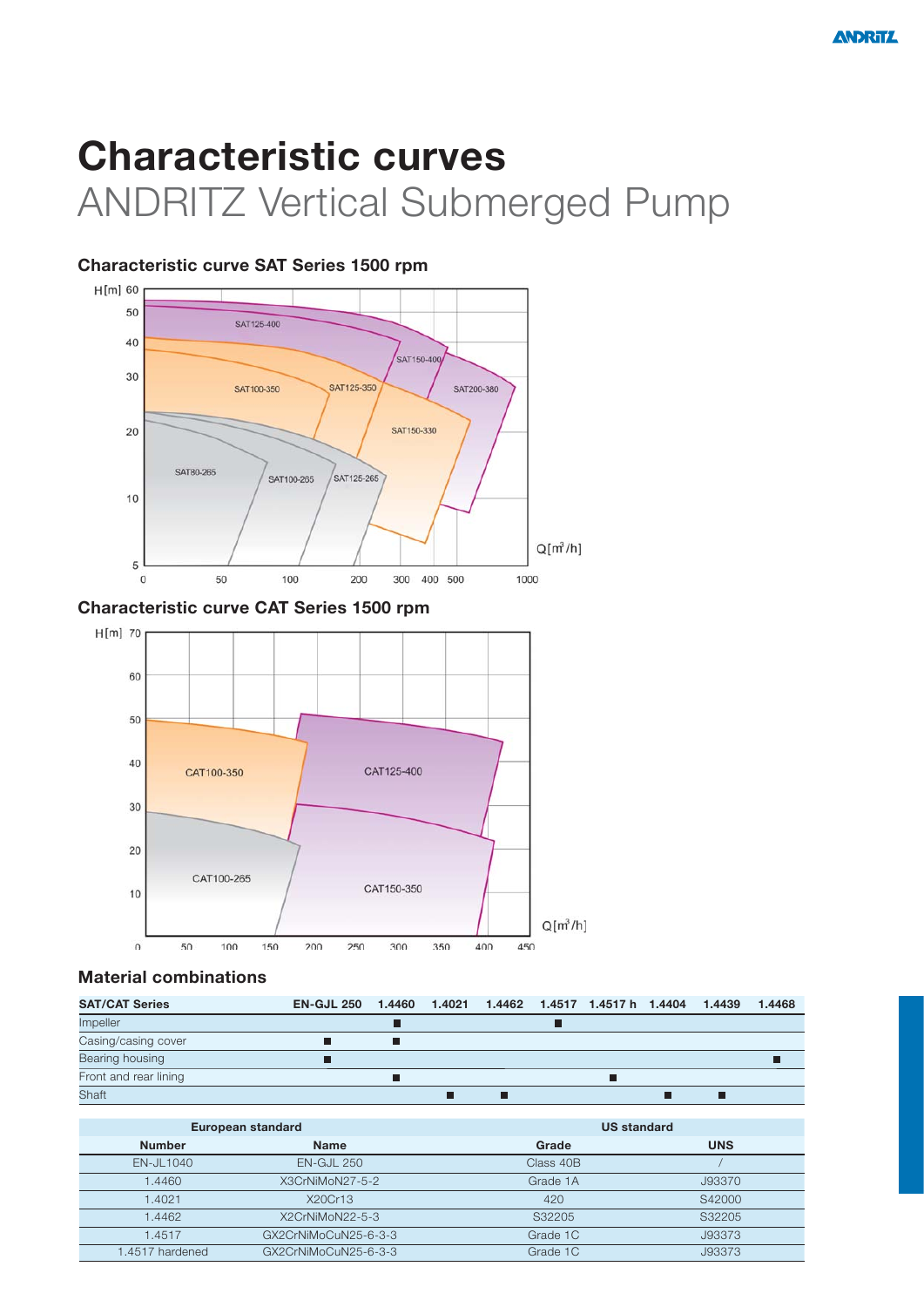# Characteristic curves

ANDRITZ Vertical Submerged Pump

### Characteristic curve SAT Series 1500 rpm

### Characteristic curve CAT Series 1500 rpm

## Material combinations

| SAT/CAT Series | EN-GJL 250 | 1.4460 | 1.4021 | 1.4462 | 1.4517 | 1.4517 h | 1.4404 | 1.4439 | 1.4468 |
|---|---|---|---|---|---|---|---|---|---|
| Impeller | | ■ | | | ■ | | | | |
| Casing/casing cover | ■ | ■ | | | | | | | |
| Bearing housing | ■ | | | | | | | | ■ |
| Front and rear lining | | ■ | | | | ■ | | | |
| Shaft | | | ■ | ■ | | | ■ | ■ | |

| European standard | | US standard | |
|---|---|---|---|
| **Number** | **Name** | **Grade** | **UNS** |
| EN-JL1040 | EN-GJL 250 | Class 40B | / |
| 1.4460 | X3CrNiMoN27-5-2 | Grade 1A | J93370 |
| 1.4021 | X20Cr13 | 420 | S42000 |
| 1.4462 | X2CrNiMoN22-5-3 | S32205 | S32205 |
| 1.4517 | GX2CrNiMoCuN25-6-3-3 | Grade 1C | J93373 |
| 1.4517 hardened | GX2CrNiMoCuN25-6-3-3 | Grade 1C | J93373 |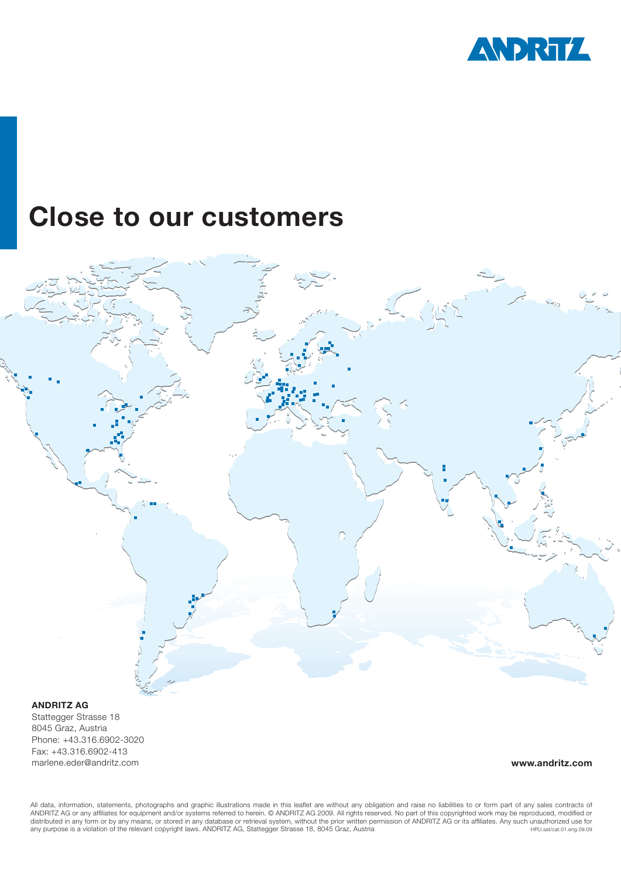# Close to our customers

**ANDRITZ AG**
Stattegger Strasse 18
8045 Graz, Austria
Phone: +43.316.6902-3020
Fax: +43.316.6902-413
marlene.eder@andritz.com

**www.andritz.com**

All data, information, statements, photographs and graphic illustrations made in this leaflet are without any obligation and raise no liabilities to or form part of any sales contracts of ANDRITZ AG or any affiliates for equipment and/or systems referred to herein. © ANDRITZ AG 2009. All rights reserved. No part of this copyrighted work may be reproduced, modified or distributed in any form or by any means, or stored in any database or retrieval system, without the prior written permission of ANDRITZ AG or its affiliates. Any such unauthorized use for any purpose is a violation of the relevant copyright laws. ANDRITZ AG, Stattegger Strasse 18, 8045 Graz, Austria

HPU.sat/cat.01.eng.09.09